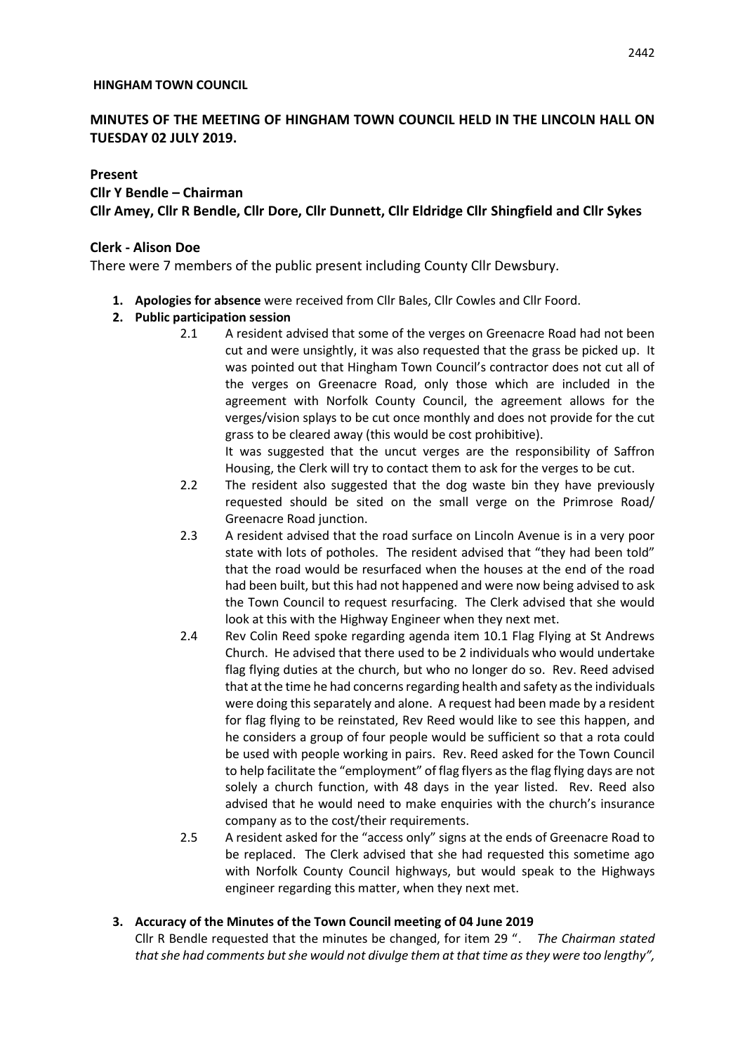**HINGHAM TOWN COUNCIL**

## MINUTES OF THE MEETING OF HINGHAM TOWN COUNCIL HELD IN THE LINCOLN HALL ON TUESDAY 02 JULY 2019.

**Present**

**Cllr Y Bendle – Chairman**

**Cllr Amey, Cllr R Bendle, Cllr Dore, Cllr Dunnett, Cllr Eldridge Cllr Shingfield and Cllr Sykes**

**Clerk - Alison Doe**

There were 7 members of the public present including County Cllr Dewsbury.

1. **Apologies for absence** were received from Cllr Bales, Cllr Cowles and Cllr Foord.
2. **Public participation session**
   - 2.1 A resident advised that some of the verges on Greenacre Road had not been cut and were unsightly, it was also requested that the grass be picked up. It was pointed out that Hingham Town Council's contractor does not cut all of the verges on Greenacre Road, only those which are included in the agreement with Norfolk County Council, the agreement allows for the verges/vision splays to be cut once monthly and does not provide for the cut grass to be cleared away (this would be cost prohibitive).

     It was suggested that the uncut verges are the responsibility of Saffron Housing, the Clerk will try to contact them to ask for the verges to be cut.
   - 2.2 The resident also suggested that the dog waste bin they have previously requested should be sited on the small verge on the Primrose Road/ Greenacre Road junction.
   - 2.3 A resident advised that the road surface on Lincoln Avenue is in a very poor state with lots of potholes. The resident advised that "they had been told" that the road would be resurfaced when the houses at the end of the road had been built, but this had not happened and were now being advised to ask the Town Council to request resurfacing. The Clerk advised that she would look at this with the Highway Engineer when they next met.
   - 2.4 Rev Colin Reed spoke regarding agenda item 10.1 Flag Flying at St Andrews Church. He advised that there used to be 2 individuals who would undertake flag flying duties at the church, but who no longer do so. Rev. Reed advised that at the time he had concerns regarding health and safety as the individuals were doing this separately and alone. A request had been made by a resident for flag flying to be reinstated, Rev Reed would like to see this happen, and he considers a group of four people would be sufficient so that a rota could be used with people working in pairs. Rev. Reed asked for the Town Council to help facilitate the "employment" of flag flyers as the flag flying days are not solely a church function, with 48 days in the year listed. Rev. Reed also advised that he would need to make enquiries with the church's insurance company as to the cost/their requirements.
   - 2.5 A resident asked for the "access only" signs at the ends of Greenacre Road to be replaced. The Clerk advised that she had requested this sometime ago with Norfolk County Council highways, but would speak to the Highways engineer regarding this matter, when they next met.
3. **Accuracy of the Minutes of the Town Council meeting of 04 June 2019**

   Cllr R Bendle requested that the minutes be changed, for item 29 ". *The Chairman stated that she had comments but she would not divulge them at that time as they were too lengthy",*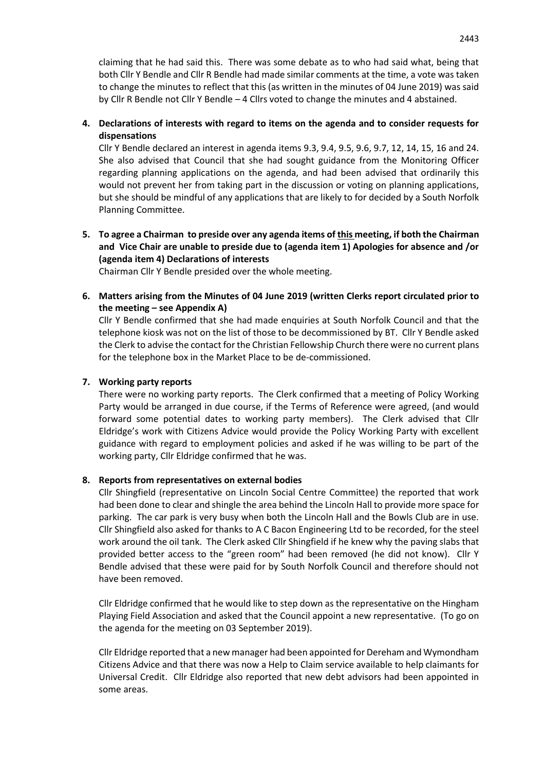claiming that he had said this. There was some debate as to who had said what, being that both Cllr Y Bendle and Cllr R Bendle had made similar comments at the time, a vote was taken to change the minutes to reflect that this (as written in the minutes of 04 June 2019) was said by Cllr R Bendle not Cllr Y Bendle – 4 Cllrs voted to change the minutes and 4 abstained.

**4. Declarations of interests with regard to items on the agenda and to consider requests for dispensations**

Cllr Y Bendle declared an interest in agenda items 9.3, 9.4, 9.5, 9.6, 9.7, 12, 14, 15, 16 and 24. She also advised that Council that she had sought guidance from the Monitoring Officer regarding planning applications on the agenda, and had been advised that ordinarily this would not prevent her from taking part in the discussion or voting on planning applications, but she should be mindful of any applications that are likely to for decided by a South Norfolk Planning Committee.

**5. To agree a Chairman to preside over any agenda items of <u>this</u> meeting, if both the Chairman and Vice Chair are unable to preside due to (agenda item 1) Apologies for absence and /or (agenda item 4) Declarations of interests**

Chairman Cllr Y Bendle presided over the whole meeting.

**6. Matters arising from the Minutes of 04 June 2019 (written Clerks report circulated prior to the meeting – see Appendix A)**

Cllr Y Bendle confirmed that she had made enquiries at South Norfolk Council and that the telephone kiosk was not on the list of those to be decommissioned by BT. Cllr Y Bendle asked the Clerk to advise the contact for the Christian Fellowship Church there were no current plans for the telephone box in the Market Place to be de-commissioned.

**7. Working party reports**

There were no working party reports. The Clerk confirmed that a meeting of Policy Working Party would be arranged in due course, if the Terms of Reference were agreed, (and would forward some potential dates to working party members). The Clerk advised that Cllr Eldridge's work with Citizens Advice would provide the Policy Working Party with excellent guidance with regard to employment policies and asked if he was willing to be part of the working party, Cllr Eldridge confirmed that he was.

**8. Reports from representatives on external bodies**

Cllr Shingfield (representative on Lincoln Social Centre Committee) the reported that work had been done to clear and shingle the area behind the Lincoln Hall to provide more space for parking. The car park is very busy when both the Lincoln Hall and the Bowls Club are in use. Cllr Shingfield also asked for thanks to A C Bacon Engineering Ltd to be recorded, for the steel work around the oil tank. The Clerk asked Cllr Shingfield if he knew why the paving slabs that provided better access to the "green room" had been removed (he did not know). Cllr Y Bendle advised that these were paid for by South Norfolk Council and therefore should not have been removed.

Cllr Eldridge confirmed that he would like to step down as the representative on the Hingham Playing Field Association and asked that the Council appoint a new representative. (To go on the agenda for the meeting on 03 September 2019).

Cllr Eldridge reported that a new manager had been appointed for Dereham and Wymondham Citizens Advice and that there was now a Help to Claim service available to help claimants for Universal Credit. Cllr Eldridge also reported that new debt advisors had been appointed in some areas.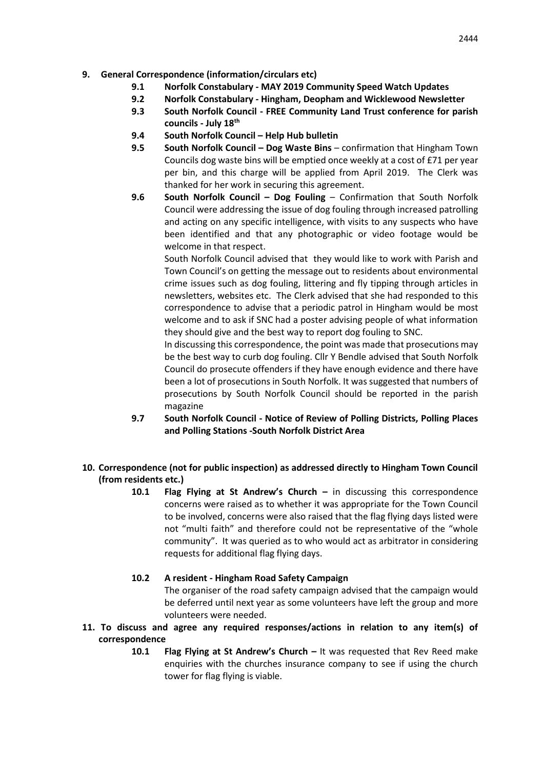9. **General Correspondence (information/circulars etc)**
   - **9.1 Norfolk Constabulary - MAY 2019 Community Speed Watch Updates**
   - **9.2 Norfolk Constabulary - Hingham, Deopham and Wicklewood Newsletter**
   - **9.3 South Norfolk Council - FREE Community Land Trust conference for parish councils - July 18th**
   - **9.4 South Norfolk Council – Help Hub bulletin**
   - **9.5 South Norfolk Council – Dog Waste Bins** – confirmation that Hingham Town Councils dog waste bins will be emptied once weekly at a cost of £71 per year per bin, and this charge will be applied from April 2019. The Clerk was thanked for her work in securing this agreement.
   - **9.6 South Norfolk Council – Dog Fouling** – Confirmation that South Norfolk Council were addressing the issue of dog fouling through increased patrolling and acting on any specific intelligence, with visits to any suspects who have been identified and that any photographic or video footage would be welcome in that respect.

     South Norfolk Council advised that they would like to work with Parish and Town Council's on getting the message out to residents about environmental crime issues such as dog fouling, littering and fly tipping through articles in newsletters, websites etc. The Clerk advised that she had responded to this correspondence to advise that a periodic patrol in Hingham would be most welcome and to ask if SNC had a poster advising people of what information they should give and the best way to report dog fouling to SNC.

     In discussing this correspondence, the point was made that prosecutions may be the best way to curb dog fouling. Cllr Y Bendle advised that South Norfolk Council do prosecute offenders if they have enough evidence and there have been a lot of prosecutions in South Norfolk. It was suggested that numbers of prosecutions by South Norfolk Council should be reported in the parish magazine
   - **9.7 South Norfolk Council - Notice of Review of Polling Districts, Polling Places and Polling Stations -South Norfolk District Area**

10. **Correspondence (not for public inspection) as addressed directly to Hingham Town Council (from residents etc.)**
    - **10.1 Flag Flying at St Andrew's Church –** in discussing this correspondence concerns were raised as to whether it was appropriate for the Town Council to be involved, concerns were also raised that the flag flying days listed were not "multi faith" and therefore could not be representative of the "whole community". It was queried as to who would act as arbitrator in considering requests for additional flag flying days.
    - **10.2 A resident - Hingham Road Safety Campaign**

      The organiser of the road safety campaign advised that the campaign would be deferred until next year as some volunteers have left the group and more volunteers were needed.

11. **To discuss and agree any required responses/actions in relation to any item(s) of correspondence**
    - **10.1 Flag Flying at St Andrew's Church –** It was requested that Rev Reed make enquiries with the churches insurance company to see if using the church tower for flag flying is viable.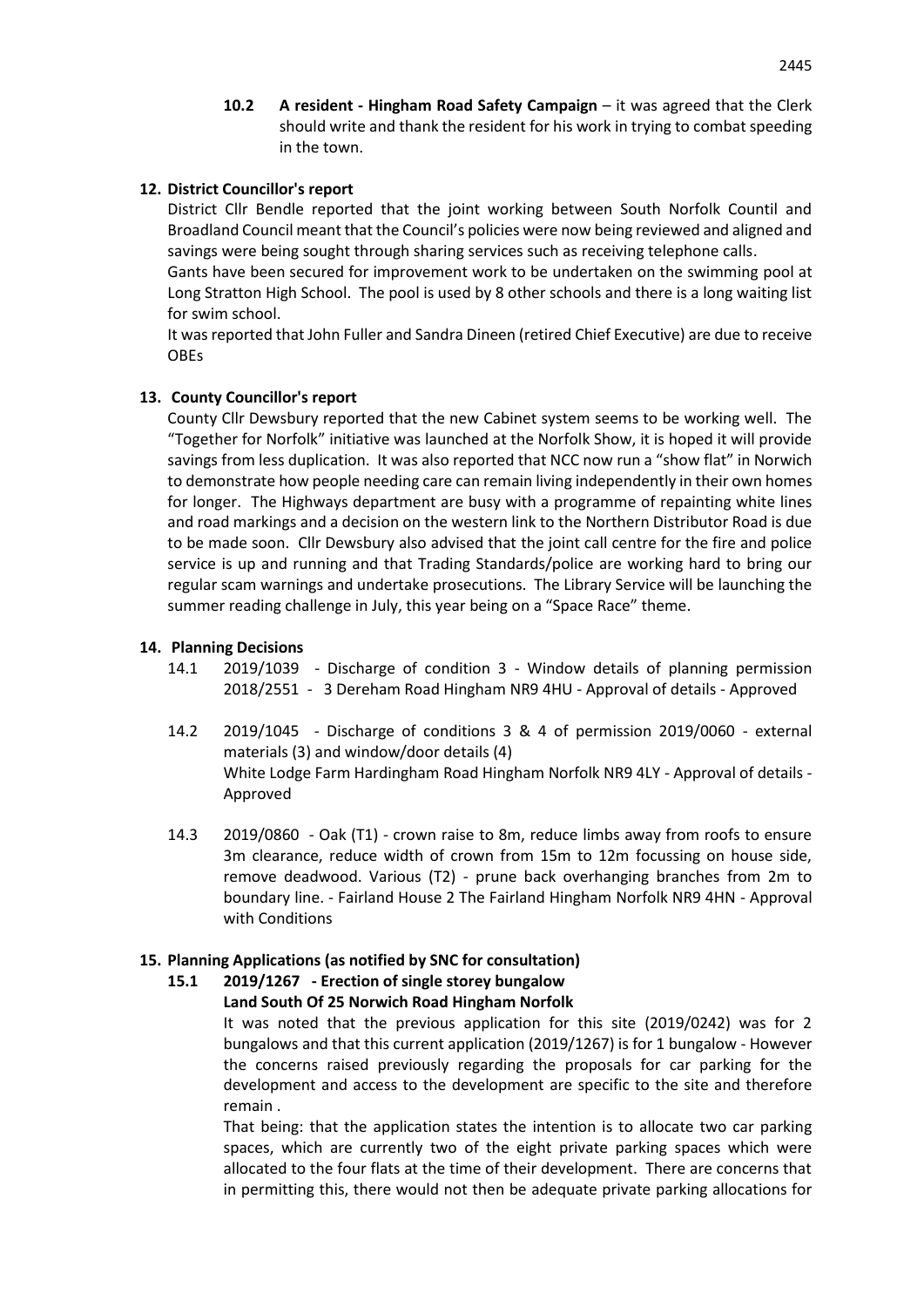**10.2 A resident - Hingham Road Safety Campaign** – it was agreed that the Clerk should write and thank the resident for his work in trying to combat speeding in the town.

## 12. District Councillor's report

District Cllr Bendle reported that the joint working between South Norfolk Countil and Broadland Council meant that the Council's policies were now being reviewed and aligned and savings were being sought through sharing services such as receiving telephone calls.

Gants have been secured for improvement work to be undertaken on the swimming pool at Long Stratton High School. The pool is used by 8 other schools and there is a long waiting list for swim school.

It was reported that John Fuller and Sandra Dineen (retired Chief Executive) are due to receive OBEs

## 13. County Councillor's report

County Cllr Dewsbury reported that the new Cabinet system seems to be working well. The "Together for Norfolk" initiative was launched at the Norfolk Show, it is hoped it will provide savings from less duplication. It was also reported that NCC now run a "show flat" in Norwich to demonstrate how people needing care can remain living independently in their own homes for longer. The Highways department are busy with a programme of repainting white lines and road markings and a decision on the western link to the Northern Distributor Road is due to be made soon. Cllr Dewsbury also advised that the joint call centre for the fire and police service is up and running and that Trading Standards/police are working hard to bring our regular scam warnings and undertake prosecutions. The Library Service will be launching the summer reading challenge in July, this year being on a "Space Race" theme.

## 14. Planning Decisions

14.1 2019/1039 - Discharge of condition 3 - Window details of planning permission 2018/2551 - 3 Dereham Road Hingham NR9 4HU - Approval of details - Approved

14.2 2019/1045 - Discharge of conditions 3 & 4 of permission 2019/0060 - external materials (3) and window/door details (4)
White Lodge Farm Hardingham Road Hingham Norfolk NR9 4LY - Approval of details - Approved

14.3 2019/0860 - Oak (T1) - crown raise to 8m, reduce limbs away from roofs to ensure 3m clearance, reduce width of crown from 15m to 12m focussing on house side, remove deadwood. Various (T2) - prune back overhanging branches from 2m to boundary line. - Fairland House 2 The Fairland Hingham Norfolk NR9 4HN - Approval with Conditions

## 15. Planning Applications (as notified by SNC for consultation)

### 15.1 2019/1267 - Erection of single storey bungalow
**Land South Of 25 Norwich Road Hingham Norfolk**

It was noted that the previous application for this site (2019/0242) was for 2 bungalows and that this current application (2019/1267) is for 1 bungalow - However the concerns raised previously regarding the proposals for car parking for the development and access to the development are specific to the site and therefore remain .

That being: that the application states the intention is to allocate two car parking spaces, which are currently two of the eight private parking spaces which were allocated to the four flats at the time of their development. There are concerns that in permitting this, there would not then be adequate private parking allocations for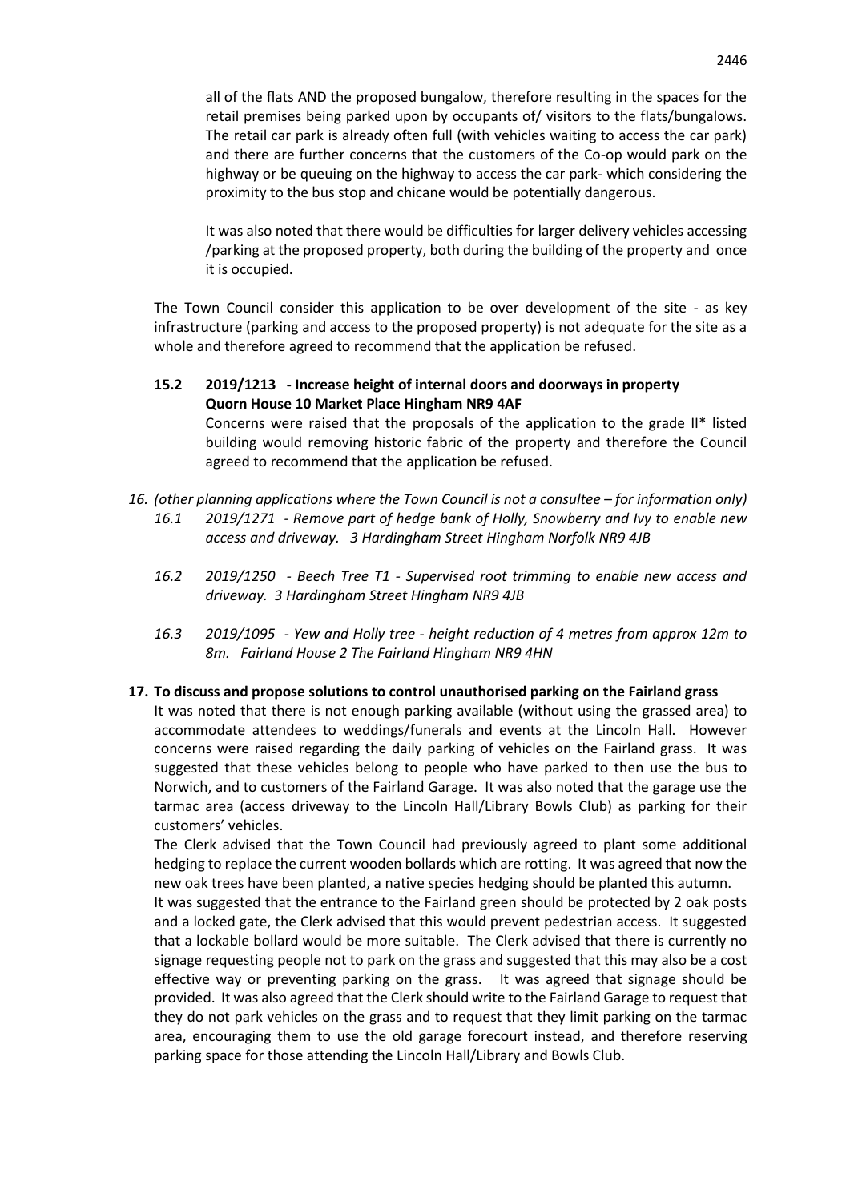all of the flats AND the proposed bungalow, therefore resulting in the spaces for the retail premises being parked upon by occupants of/ visitors to the flats/bungalows. The retail car park is already often full (with vehicles waiting to access the car park) and there are further concerns that the customers of the Co-op would park on the highway or be queuing on the highway to access the car park- which considering the proximity to the bus stop and chicane would be potentially dangerous.

It was also noted that there would be difficulties for larger delivery vehicles accessing /parking at the proposed property, both during the building of the property and once it is occupied.

The Town Council consider this application to be over development of the site - as key infrastructure (parking and access to the proposed property) is not adequate for the site as a whole and therefore agreed to recommend that the application be refused.

**15.2 2019/1213 - Increase height of internal doors and doorways in property Quorn House 10 Market Place Hingham NR9 4AF**

Concerns were raised that the proposals of the application to the grade II* listed building would removing historic fabric of the property and therefore the Council agreed to recommend that the application be refused.

*16. (other planning applications where the Town Council is not a consultee – for information only)*

*16.1 2019/1271 - Remove part of hedge bank of Holly, Snowberry and Ivy to enable new access and driveway. 3 Hardingham Street Hingham Norfolk NR9 4JB*

*16.2 2019/1250 - Beech Tree T1 - Supervised root trimming to enable new access and driveway. 3 Hardingham Street Hingham NR9 4JB*

*16.3 2019/1095 - Yew and Holly tree - height reduction of 4 metres from approx 12m to 8m. Fairland House 2 The Fairland Hingham NR9 4HN*

**17. To discuss and propose solutions to control unauthorised parking on the Fairland grass**

It was noted that there is not enough parking available (without using the grassed area) to accommodate attendees to weddings/funerals and events at the Lincoln Hall. However concerns were raised regarding the daily parking of vehicles on the Fairland grass. It was suggested that these vehicles belong to people who have parked to then use the bus to Norwich, and to customers of the Fairland Garage. It was also noted that the garage use the tarmac area (access driveway to the Lincoln Hall/Library Bowls Club) as parking for their customers' vehicles.

The Clerk advised that the Town Council had previously agreed to plant some additional hedging to replace the current wooden bollards which are rotting. It was agreed that now the new oak trees have been planted, a native species hedging should be planted this autumn.

It was suggested that the entrance to the Fairland green should be protected by 2 oak posts and a locked gate, the Clerk advised that this would prevent pedestrian access. It suggested that a lockable bollard would be more suitable. The Clerk advised that there is currently no signage requesting people not to park on the grass and suggested that this may also be a cost effective way or preventing parking on the grass. It was agreed that signage should be provided. It was also agreed that the Clerk should write to the Fairland Garage to request that they do not park vehicles on the grass and to request that they limit parking on the tarmac area, encouraging them to use the old garage forecourt instead, and therefore reserving parking space for those attending the Lincoln Hall/Library and Bowls Club.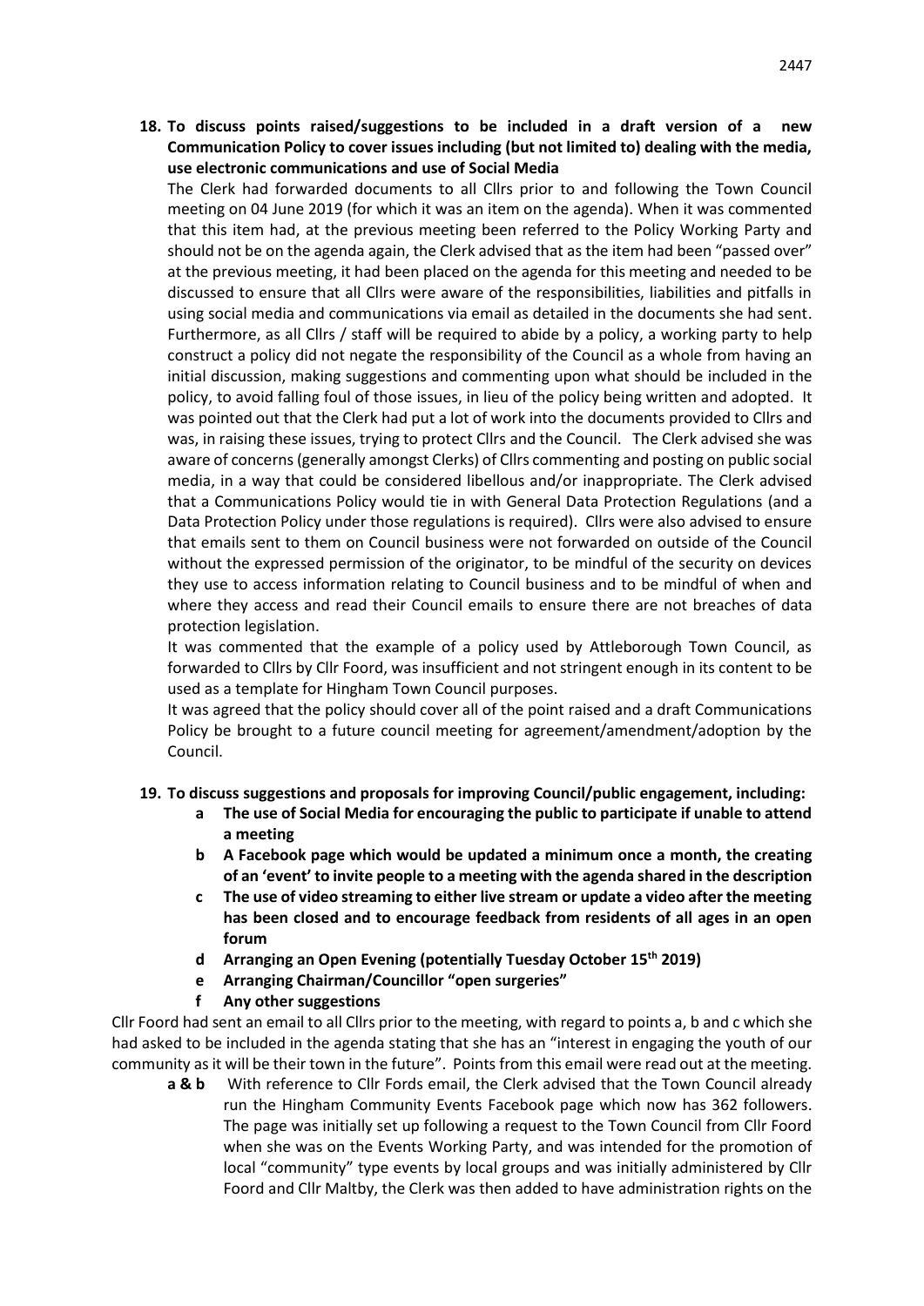**18. To discuss points raised/suggestions to be included in a draft version of a new Communication Policy to cover issues including (but not limited to) dealing with the media, use electronic communications and use of Social Media**

The Clerk had forwarded documents to all Cllrs prior to and following the Town Council meeting on 04 June 2019 (for which it was an item on the agenda). When it was commented that this item had, at the previous meeting been referred to the Policy Working Party and should not be on the agenda again, the Clerk advised that as the item had been "passed over" at the previous meeting, it had been placed on the agenda for this meeting and needed to be discussed to ensure that all Cllrs were aware of the responsibilities, liabilities and pitfalls in using social media and communications via email as detailed in the documents she had sent. Furthermore, as all Cllrs / staff will be required to abide by a policy, a working party to help construct a policy did not negate the responsibility of the Council as a whole from having an initial discussion, making suggestions and commenting upon what should be included in the policy, to avoid falling foul of those issues, in lieu of the policy being written and adopted. It was pointed out that the Clerk had put a lot of work into the documents provided to Cllrs and was, in raising these issues, trying to protect Cllrs and the Council. The Clerk advised she was aware of concerns (generally amongst Clerks) of Cllrs commenting and posting on public social media, in a way that could be considered libellous and/or inappropriate. The Clerk advised that a Communications Policy would tie in with General Data Protection Regulations (and a Data Protection Policy under those regulations is required). Cllrs were also advised to ensure that emails sent to them on Council business were not forwarded on outside of the Council without the expressed permission of the originator, to be mindful of the security on devices they use to access information relating to Council business and to be mindful of when and where they access and read their Council emails to ensure there are not breaches of data protection legislation.

It was commented that the example of a policy used by Attleborough Town Council, as forwarded to Cllrs by Cllr Foord, was insufficient and not stringent enough in its content to be used as a template for Hingham Town Council purposes.

It was agreed that the policy should cover all of the point raised and a draft Communications Policy be brought to a future council meeting for agreement/amendment/adoption by the Council.

**19. To discuss suggestions and proposals for improving Council/public engagement, including:**

- **a The use of Social Media for encouraging the public to participate if unable to attend a meeting**
- **b A Facebook page which would be updated a minimum once a month, the creating of an 'event' to invite people to a meeting with the agenda shared in the description**
- **c The use of video streaming to either live stream or update a video after the meeting has been closed and to encourage feedback from residents of all ages in an open forum**
- **d Arranging an Open Evening (potentially Tuesday October 15th 2019)**
- **e Arranging Chairman/Councillor "open surgeries"**
- **f Any other suggestions**

Cllr Foord had sent an email to all Cllrs prior to the meeting, with regard to points a, b and c which she had asked to be included in the agenda stating that she has an "interest in engaging the youth of our community as it will be their town in the future". Points from this email were read out at the meeting.

**a & b** With reference to Cllr Fords email, the Clerk advised that the Town Council already run the Hingham Community Events Facebook page which now has 362 followers. The page was initially set up following a request to the Town Council from Cllr Foord when she was on the Events Working Party, and was intended for the promotion of local "community" type events by local groups and was initially administered by Cllr Foord and Cllr Maltby, the Clerk was then added to have administration rights on the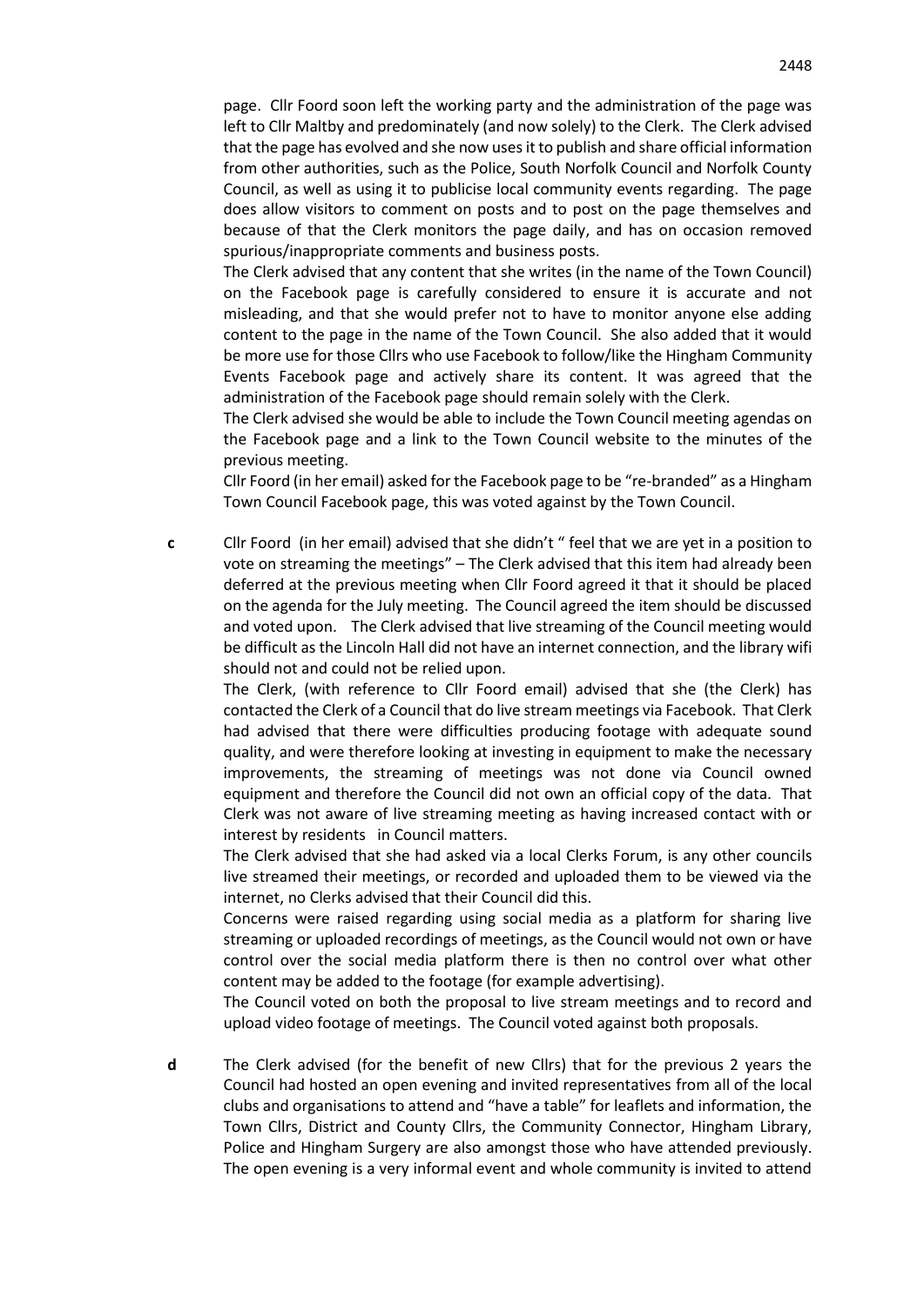page. Cllr Foord soon left the working party and the administration of the page was left to Cllr Maltby and predominately (and now solely) to the Clerk. The Clerk advised that the page has evolved and she now uses it to publish and share official information from other authorities, such as the Police, South Norfolk Council and Norfolk County Council, as well as using it to publicise local community events regarding. The page does allow visitors to comment on posts and to post on the page themselves and because of that the Clerk monitors the page daily, and has on occasion removed spurious/inappropriate comments and business posts.

The Clerk advised that any content that she writes (in the name of the Town Council) on the Facebook page is carefully considered to ensure it is accurate and not misleading, and that she would prefer not to have to monitor anyone else adding content to the page in the name of the Town Council. She also added that it would be more use for those Cllrs who use Facebook to follow/like the Hingham Community Events Facebook page and actively share its content. It was agreed that the administration of the Facebook page should remain solely with the Clerk.

The Clerk advised she would be able to include the Town Council meeting agendas on the Facebook page and a link to the Town Council website to the minutes of the previous meeting.

Cllr Foord (in her email) asked for the Facebook page to be "re-branded" as a Hingham Town Council Facebook page, this was voted against by the Town Council.

**c** Cllr Foord (in her email) advised that she didn't " feel that we are yet in a position to vote on streaming the meetings" – The Clerk advised that this item had already been deferred at the previous meeting when Cllr Foord agreed it that it should be placed on the agenda for the July meeting. The Council agreed the item should be discussed and voted upon. The Clerk advised that live streaming of the Council meeting would be difficult as the Lincoln Hall did not have an internet connection, and the library wifi should not and could not be relied upon.

The Clerk, (with reference to Cllr Foord email) advised that she (the Clerk) has contacted the Clerk of a Council that do live stream meetings via Facebook. That Clerk had advised that there were difficulties producing footage with adequate sound quality, and were therefore looking at investing in equipment to make the necessary improvements, the streaming of meetings was not done via Council owned equipment and therefore the Council did not own an official copy of the data. That Clerk was not aware of live streaming meeting as having increased contact with or interest by residents in Council matters.

The Clerk advised that she had asked via a local Clerks Forum, is any other councils live streamed their meetings, or recorded and uploaded them to be viewed via the internet, no Clerks advised that their Council did this.

Concerns were raised regarding using social media as a platform for sharing live streaming or uploaded recordings of meetings, as the Council would not own or have control over the social media platform there is then no control over what other content may be added to the footage (for example advertising).

The Council voted on both the proposal to live stream meetings and to record and upload video footage of meetings. The Council voted against both proposals.

**d** The Clerk advised (for the benefit of new Cllrs) that for the previous 2 years the Council had hosted an open evening and invited representatives from all of the local clubs and organisations to attend and "have a table" for leaflets and information, the Town Cllrs, District and County Cllrs, the Community Connector, Hingham Library, Police and Hingham Surgery are also amongst those who have attended previously. The open evening is a very informal event and whole community is invited to attend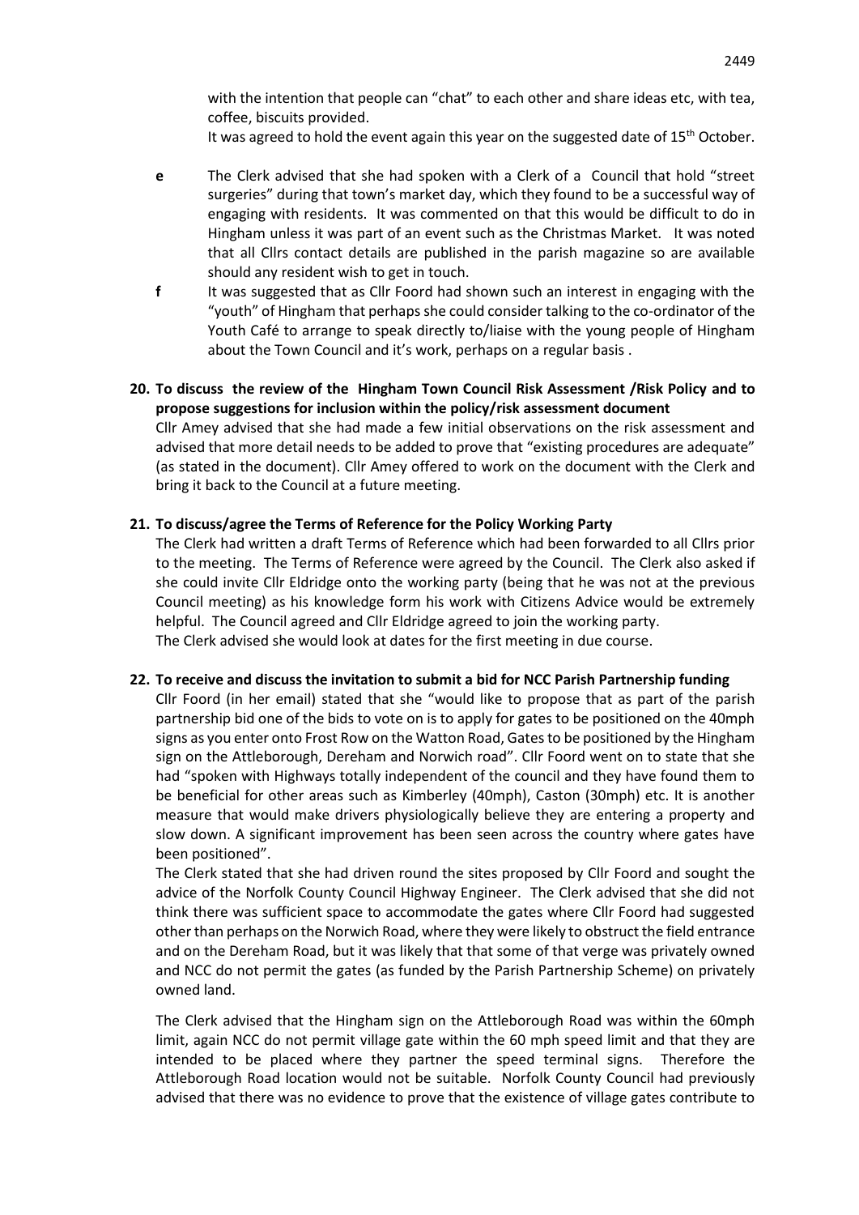with the intention that people can "chat" to each other and share ideas etc, with tea, coffee, biscuits provided.

It was agreed to hold the event again this year on the suggested date of 15th October.

**e** The Clerk advised that she had spoken with a Clerk of a Council that hold "street surgeries" during that town's market day, which they found to be a successful way of engaging with residents. It was commented on that this would be difficult to do in Hingham unless it was part of an event such as the Christmas Market. It was noted that all Cllrs contact details are published in the parish magazine so are available should any resident wish to get in touch.

**f** It was suggested that as Cllr Foord had shown such an interest in engaging with the "youth" of Hingham that perhaps she could consider talking to the co-ordinator of the Youth Café to arrange to speak directly to/liaise with the young people of Hingham about the Town Council and it's work, perhaps on a regular basis .

**20. To discuss the review of the Hingham Town Council Risk Assessment /Risk Policy and to propose suggestions for inclusion within the policy/risk assessment document**

Cllr Amey advised that she had made a few initial observations on the risk assessment and advised that more detail needs to be added to prove that "existing procedures are adequate" (as stated in the document). Cllr Amey offered to work on the document with the Clerk and bring it back to the Council at a future meeting.

**21. To discuss/agree the Terms of Reference for the Policy Working Party**

The Clerk had written a draft Terms of Reference which had been forwarded to all Cllrs prior to the meeting. The Terms of Reference were agreed by the Council. The Clerk also asked if she could invite Cllr Eldridge onto the working party (being that he was not at the previous Council meeting) as his knowledge form his work with Citizens Advice would be extremely helpful. The Council agreed and Cllr Eldridge agreed to join the working party.

The Clerk advised she would look at dates for the first meeting in due course.

**22. To receive and discuss the invitation to submit a bid for NCC Parish Partnership funding**

Cllr Foord (in her email) stated that she "would like to propose that as part of the parish partnership bid one of the bids to vote on is to apply for gates to be positioned on the 40mph signs as you enter onto Frost Row on the Watton Road, Gates to be positioned by the Hingham sign on the Attleborough, Dereham and Norwich road". Cllr Foord went on to state that she had "spoken with Highways totally independent of the council and they have found them to be beneficial for other areas such as Kimberley (40mph), Caston (30mph) etc. It is another measure that would make drivers physiologically believe they are entering a property and slow down. A significant improvement has been seen across the country where gates have been positioned".

The Clerk stated that she had driven round the sites proposed by Cllr Foord and sought the advice of the Norfolk County Council Highway Engineer. The Clerk advised that she did not think there was sufficient space to accommodate the gates where Cllr Foord had suggested other than perhaps on the Norwich Road, where they were likely to obstruct the field entrance and on the Dereham Road, but it was likely that that some of that verge was privately owned and NCC do not permit the gates (as funded by the Parish Partnership Scheme) on privately owned land.

The Clerk advised that the Hingham sign on the Attleborough Road was within the 60mph limit, again NCC do not permit village gate within the 60 mph speed limit and that they are intended to be placed where they partner the speed terminal signs. Therefore the Attleborough Road location would not be suitable. Norfolk County Council had previously advised that there was no evidence to prove that the existence of village gates contribute to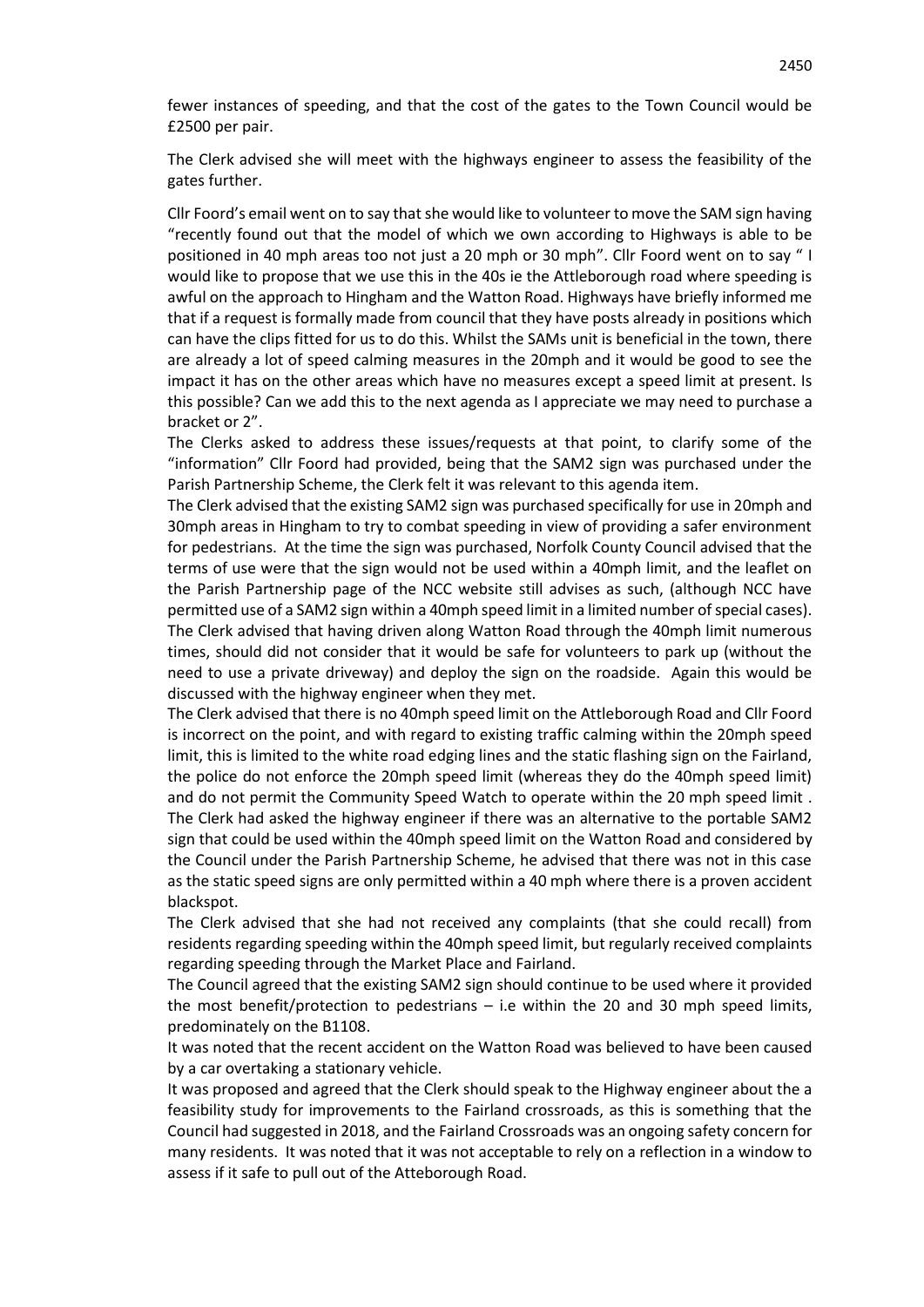fewer instances of speeding, and that the cost of the gates to the Town Council would be £2500 per pair.

The Clerk advised she will meet with the highways engineer to assess the feasibility of the gates further.

Cllr Foord's email went on to say that she would like to volunteer to move the SAM sign having "recently found out that the model of which we own according to Highways is able to be positioned in 40 mph areas too not just a 20 mph or 30 mph". Cllr Foord went on to say " I would like to propose that we use this in the 40s ie the Attleborough road where speeding is awful on the approach to Hingham and the Watton Road. Highways have briefly informed me that if a request is formally made from council that they have posts already in positions which can have the clips fitted for us to do this. Whilst the SAMs unit is beneficial in the town, there are already a lot of speed calming measures in the 20mph and it would be good to see the impact it has on the other areas which have no measures except a speed limit at present. Is this possible? Can we add this to the next agenda as I appreciate we may need to purchase a bracket or 2".

The Clerks asked to address these issues/requests at that point, to clarify some of the "information" Cllr Foord had provided, being that the SAM2 sign was purchased under the Parish Partnership Scheme, the Clerk felt it was relevant to this agenda item.

The Clerk advised that the existing SAM2 sign was purchased specifically for use in 20mph and 30mph areas in Hingham to try to combat speeding in view of providing a safer environment for pedestrians. At the time the sign was purchased, Norfolk County Council advised that the terms of use were that the sign would not be used within a 40mph limit, and the leaflet on the Parish Partnership page of the NCC website still advises as such, (although NCC have permitted use of a SAM2 sign within a 40mph speed limit in a limited number of special cases). The Clerk advised that having driven along Watton Road through the 40mph limit numerous times, should did not consider that it would be safe for volunteers to park up (without the need to use a private driveway) and deploy the sign on the roadside. Again this would be discussed with the highway engineer when they met.

The Clerk advised that there is no 40mph speed limit on the Attleborough Road and Cllr Foord is incorrect on the point, and with regard to existing traffic calming within the 20mph speed limit, this is limited to the white road edging lines and the static flashing sign on the Fairland, the police do not enforce the 20mph speed limit (whereas they do the 40mph speed limit) and do not permit the Community Speed Watch to operate within the 20 mph speed limit .

The Clerk had asked the highway engineer if there was an alternative to the portable SAM2 sign that could be used within the 40mph speed limit on the Watton Road and considered by the Council under the Parish Partnership Scheme, he advised that there was not in this case as the static speed signs are only permitted within a 40 mph where there is a proven accident blackspot.

The Clerk advised that she had not received any complaints (that she could recall) from residents regarding speeding within the 40mph speed limit, but regularly received complaints regarding speeding through the Market Place and Fairland.

The Council agreed that the existing SAM2 sign should continue to be used where it provided the most benefit/protection to pedestrians – i.e within the 20 and 30 mph speed limits, predominately on the B1108.

It was noted that the recent accident on the Watton Road was believed to have been caused by a car overtaking a stationary vehicle.

It was proposed and agreed that the Clerk should speak to the Highway engineer about the a feasibility study for improvements to the Fairland crossroads, as this is something that the Council had suggested in 2018, and the Fairland Crossroads was an ongoing safety concern for many residents. It was noted that it was not acceptable to rely on a reflection in a window to assess if it safe to pull out of the Atteborough Road.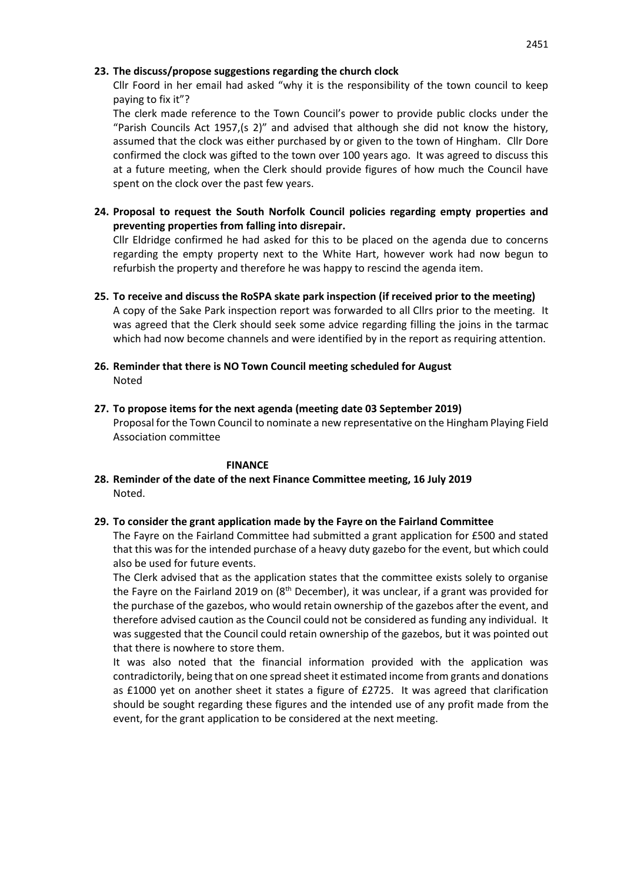**23. The discuss/propose suggestions regarding the church clock**

Cllr Foord in her email had asked "why it is the responsibility of the town council to keep paying to fix it"?

The clerk made reference to the Town Council's power to provide public clocks under the "Parish Councils Act 1957,(s 2)" and advised that although she did not know the history, assumed that the clock was either purchased by or given to the town of Hingham. Cllr Dore confirmed the clock was gifted to the town over 100 years ago. It was agreed to discuss this at a future meeting, when the Clerk should provide figures of how much the Council have spent on the clock over the past few years.

**24. Proposal to request the South Norfolk Council policies regarding empty properties and preventing properties from falling into disrepair.**

Cllr Eldridge confirmed he had asked for this to be placed on the agenda due to concerns regarding the empty property next to the White Hart, however work had now begun to refurbish the property and therefore he was happy to rescind the agenda item.

**25. To receive and discuss the RoSPA skate park inspection (if received prior to the meeting)**

A copy of the Sake Park inspection report was forwarded to all Cllrs prior to the meeting. It was agreed that the Clerk should seek some advice regarding filling the joins in the tarmac which had now become channels and were identified by in the report as requiring attention.

**26. Reminder that there is NO Town Council meeting scheduled for August**

Noted

**27. To propose items for the next agenda (meeting date 03 September 2019)**

Proposal for the Town Council to nominate a new representative on the Hingham Playing Field Association committee

**FINANCE**

**28. Reminder of the date of the next Finance Committee meeting, 16 July 2019**

Noted.

**29. To consider the grant application made by the Fayre on the Fairland Committee**

The Fayre on the Fairland Committee had submitted a grant application for £500 and stated that this was for the intended purchase of a heavy duty gazebo for the event, but which could also be used for future events.

The Clerk advised that as the application states that the committee exists solely to organise the Fayre on the Fairland 2019 on (8th December), it was unclear, if a grant was provided for the purchase of the gazebos, who would retain ownership of the gazebos after the event, and therefore advised caution as the Council could not be considered as funding any individual. It was suggested that the Council could retain ownership of the gazebos, but it was pointed out that there is nowhere to store them.

It was also noted that the financial information provided with the application was contradictorily, being that on one spread sheet it estimated income from grants and donations as £1000 yet on another sheet it states a figure of £2725. It was agreed that clarification should be sought regarding these figures and the intended use of any profit made from the event, for the grant application to be considered at the next meeting.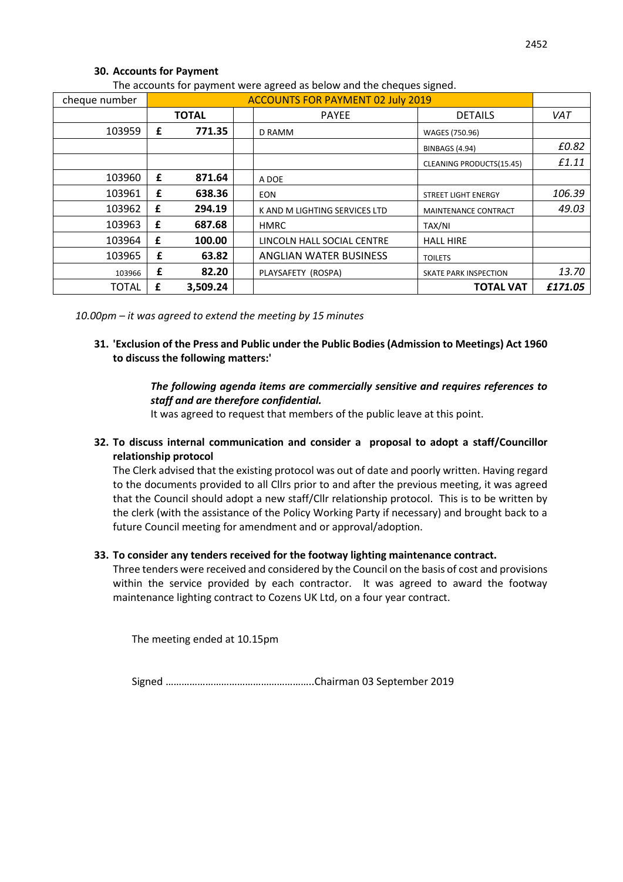### 30. Accounts for Payment

The accounts for payment were agreed as below and the cheques signed.

| cheque number | ACCOUNTS FOR PAYMENT 02 July 2019 | | | | | |
|---|---|---|---|---|---|---|
| | TOTAL | | | PAYEE | DETAILS | VAT |
| 103959 | £ | 771.35 | | D RAMM | WAGES (750.96) | |
| | | | | | BINBAGS (4.94) | £0.82 |
| | | | | | CLEANING PRODUCTS(15.45) | £1.11 |
| 103960 | £ | 871.64 | | A DOE | | |
| 103961 | £ | 638.36 | | EON | STREET LIGHT ENERGY | 106.39 |
| 103962 | £ | 294.19 | | K AND M LIGHTING SERVICES LTD | MAINTENANCE CONTRACT | 49.03 |
| 103963 | £ | 687.68 | | HMRC | TAX/NI | |
| 103964 | £ | 100.00 | | LINCOLN HALL SOCIAL CENTRE | HALL HIRE | |
| 103965 | £ | 63.82 | | ANGLIAN WATER BUSINESS | TOILETS | |
| 103966 | £ | 82.20 | | PLAYSAFETY (ROSPA) | SKATE PARK INSPECTION | 13.70 |
| TOTAL | £ | 3,509.24 | | | **TOTAL VAT** | *£171.05* |

*10.00pm – it was agreed to extend the meeting by 15 minutes*

### 31. 'Exclusion of the Press and Public under the Public Bodies (Admission to Meetings) Act 1960 to discuss the following matters:'

***The following agenda items are commercially sensitive and requires references to staff and are therefore confidential.***

It was agreed to request that members of the public leave at this point.

### 32. To discuss internal communication and consider a proposal to adopt a staff/Councillor relationship protocol

The Clerk advised that the existing protocol was out of date and poorly written. Having regard to the documents provided to all Cllrs prior to and after the previous meeting, it was agreed that the Council should adopt a new staff/Cllr relationship protocol. This is to be written by the clerk (with the assistance of the Policy Working Party if necessary) and brought back to a future Council meeting for amendment and or approval/adoption.

### 33. To consider any tenders received for the footway lighting maintenance contract.

Three tenders were received and considered by the Council on the basis of cost and provisions within the service provided by each contractor. It was agreed to award the footway maintenance lighting contract to Cozens UK Ltd, on a four year contract.

The meeting ended at 10.15pm

Signed ……………………………………………..Chairman 03 September 2019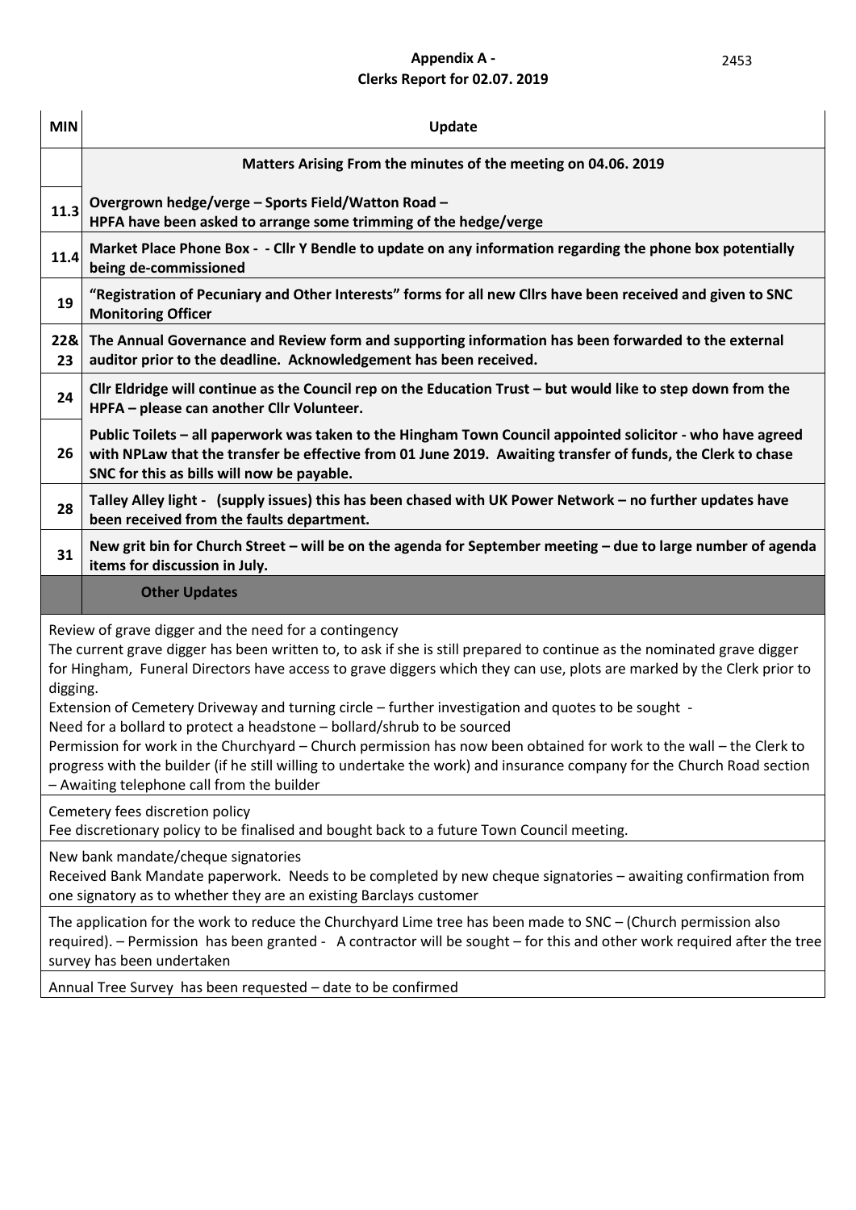**Appendix A -**
**Clerks Report for 02.07. 2019**

| MIN | Update |
|---|---|
| | **Matters Arising From the minutes of the meeting on 04.06. 2019** |
| 11.3 | **Overgrown hedge/verge – Sports Field/Watton Road –** **HPFA have been asked to arrange some trimming of the hedge/verge** |
| 11.4 | **Market Place Phone Box - - Cllr Y Bendle to update on any information regarding the phone box potentially being de-commissioned** |
| 19 | **"Registration of Pecuniary and Other Interests" forms for all new Cllrs have been received and given to SNC Monitoring Officer** |
| 22& 23 | **The Annual Governance and Review form and supporting information has been forwarded to the external auditor prior to the deadline. Acknowledgement has been received.** |
| 24 | **Cllr Eldridge will continue as the Council rep on the Education Trust – but would like to step down from the HPFA – please can another Cllr Volunteer.** |
| 26 | **Public Toilets – all paperwork was taken to the Hingham Town Council appointed solicitor - who have agreed with NPLaw that the transfer be effective from 01 June 2019. Awaiting transfer of funds, the Clerk to chase SNC for this as bills will now be payable.** |
| 28 | **Talley Alley light - (supply issues) this has been chased with UK Power Network – no further updates have been received from the faults department.** |
| 31 | **New grit bin for Church Street – will be on the agenda for September meeting – due to large number of agenda items for discussion in July.** |
| | **Other Updates** |

Review of grave digger and the need for a contingency
The current grave digger has been written to, to ask if she is still prepared to continue as the nominated grave digger for Hingham, Funeral Directors have access to grave diggers which they can use, plots are marked by the Clerk prior to digging.
Extension of Cemetery Driveway and turning circle – further investigation and quotes to be sought -
Need for a bollard to protect a headstone – bollard/shrub to be sourced
Permission for work in the Churchyard – Church permission has now been obtained for work to the wall – the Clerk to progress with the builder (if he still willing to undertake the work) and insurance company for the Church Road section – Awaiting telephone call from the builder

Cemetery fees discretion policy
Fee discretionary policy to be finalised and bought back to a future Town Council meeting.

New bank mandate/cheque signatories
Received Bank Mandate paperwork. Needs to be completed by new cheque signatories – awaiting confirmation from one signatory as to whether they are an existing Barclays customer

The application for the work to reduce the Churchyard Lime tree has been made to SNC – (Church permission also required). – Permission has been granted - A contractor will be sought – for this and other work required after the tree survey has been undertaken

Annual Tree Survey has been requested – date to be confirmed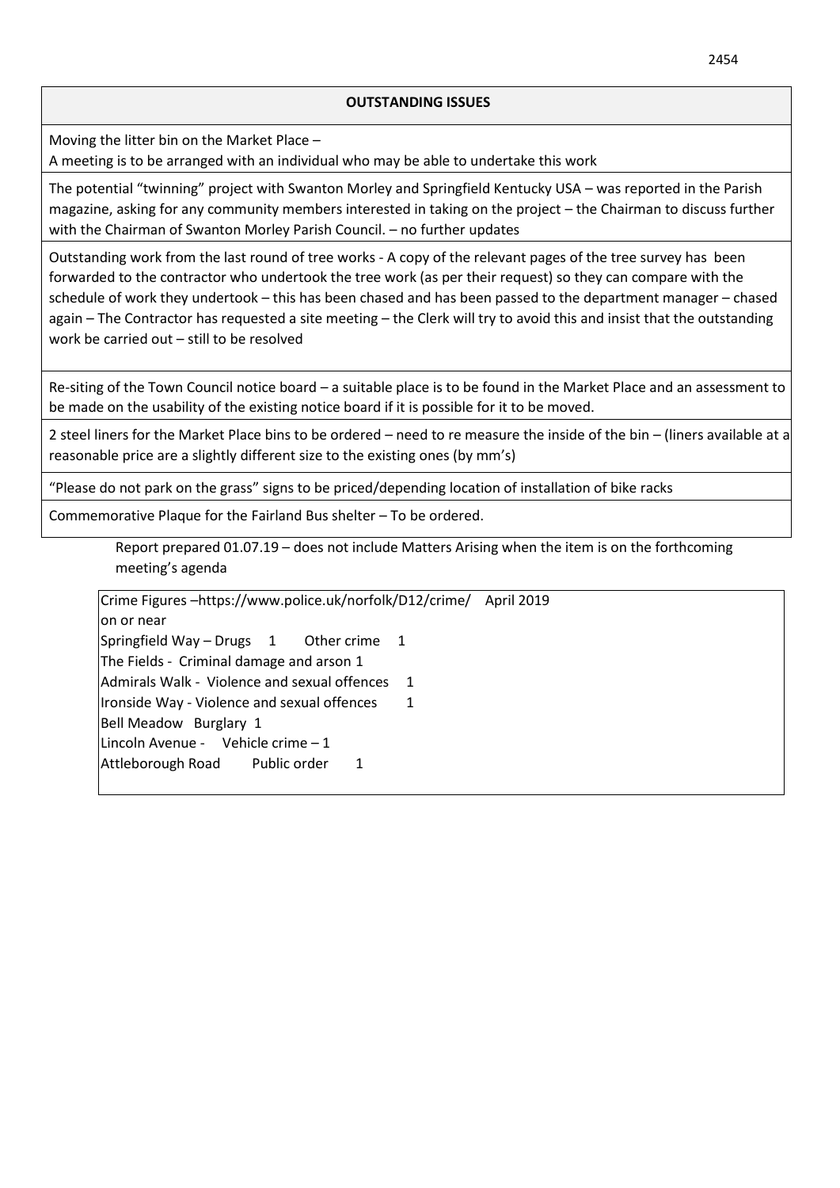| **OUTSTANDING ISSUES** |
|---|
| Moving the litter bin on the Market Place – A meeting is to be arranged with an individual who may be able to undertake this work |
| The potential "twinning" project with Swanton Morley and Springfield Kentucky USA – was reported in the Parish magazine, asking for any community members interested in taking on the project – the Chairman to discuss further with the Chairman of Swanton Morley Parish Council. – no further updates |
| Outstanding work from the last round of tree works - A copy of the relevant pages of the tree survey has been forwarded to the contractor who undertook the tree work (as per their request) so they can compare with the schedule of work they undertook – this has been chased and has been passed to the department manager – chased again – The Contractor has requested a site meeting – the Clerk will try to avoid this and insist that the outstanding work be carried out – still to be resolved |
| Re-siting of the Town Council notice board – a suitable place is to be found in the Market Place and an assessment to be made on the usability of the existing notice board if it is possible for it to be moved. |
| 2 steel liners for the Market Place bins to be ordered – need to re measure the inside of the bin – (liners available at a reasonable price are a slightly different size to the existing ones (by mm's) |
| "Please do not park on the grass" signs to be priced/depending location of installation of bike racks |
| Commemorative Plaque for the Fairland Bus shelter – To be ordered. |

Report prepared 01.07.19 – does not include Matters Arising when the item is on the forthcoming meeting's agenda

Crime Figures –https://www.police.uk/norfolk/D12/crime/ April 2019
on or near
Springfield Way – Drugs 1 Other crime 1
The Fields - Criminal damage and arson 1
Admirals Walk - Violence and sexual offences 1
Ironside Way - Violence and sexual offences 1
Bell Meadow Burglary 1
Lincoln Avenue - Vehicle crime – 1
Attleborough Road Public order 1